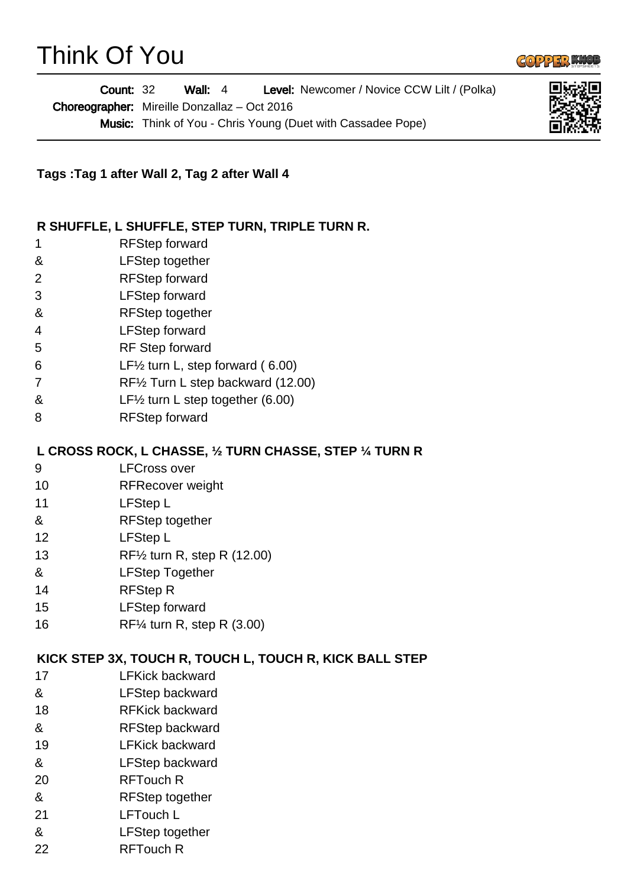# Think Of You

**Count:** 32 **Wall:** 4 **Level:** Newcomer / Novice CCW Lilt / (Polka)

**Choreographer:** Mireille Donzallaz – Oct 2016

**Music:** Think of You - Chris Young (Duet with Cassadee Pope)

**Tags :Tag 1 after Wall 2, Tag 2 after Wall 4**

**R SHUFFLE, L SHUFFLE, STEP TURN, TRIPLE TURN R.**

| | |
|---|---|
| 1 | RFStep forward |
| & | LFStep together |
| 2 | RFStep forward |
| 3 | LFStep forward |
| & | RFStep together |
| 4 | LFStep forward |
| 5 | RF Step forward |
| 6 | LF½ turn L, step forward ( 6.00) |
| 7 | RF½ Turn L step backward (12.00) |
| & | LF½ turn L step together (6.00) |
| 8 | RFStep forward |

**L CROSS ROCK, L CHASSE, ½ TURN CHASSE, STEP ¼ TURN R**

| | |
|---|---|
| 9 | LFCross over |
| 10 | RFRecover weight |
| 11 | LFStep L |
| & | RFStep together |
| 12 | LFStep L |
| 13 | RF½ turn R, step R (12.00) |
| & | LFStep Together |
| 14 | RFStep R |
| 15 | LFStep forward |
| 16 | RF¼ turn R, step R (3.00) |

**KICK STEP 3X, TOUCH R, TOUCH L, TOUCH R, KICK BALL STEP**

| | |
|---|---|
| 17 | LFKick backward |
| & | LFStep backward |
| 18 | RFKick backward |
| & | RFStep backward |
| 19 | LFKick backward |
| & | LFStep backward |
| 20 | RFTouch R |
| & | RFStep together |
| 21 | LFTouch L |
| & | LFStep together |
| 22 | RFTouch R |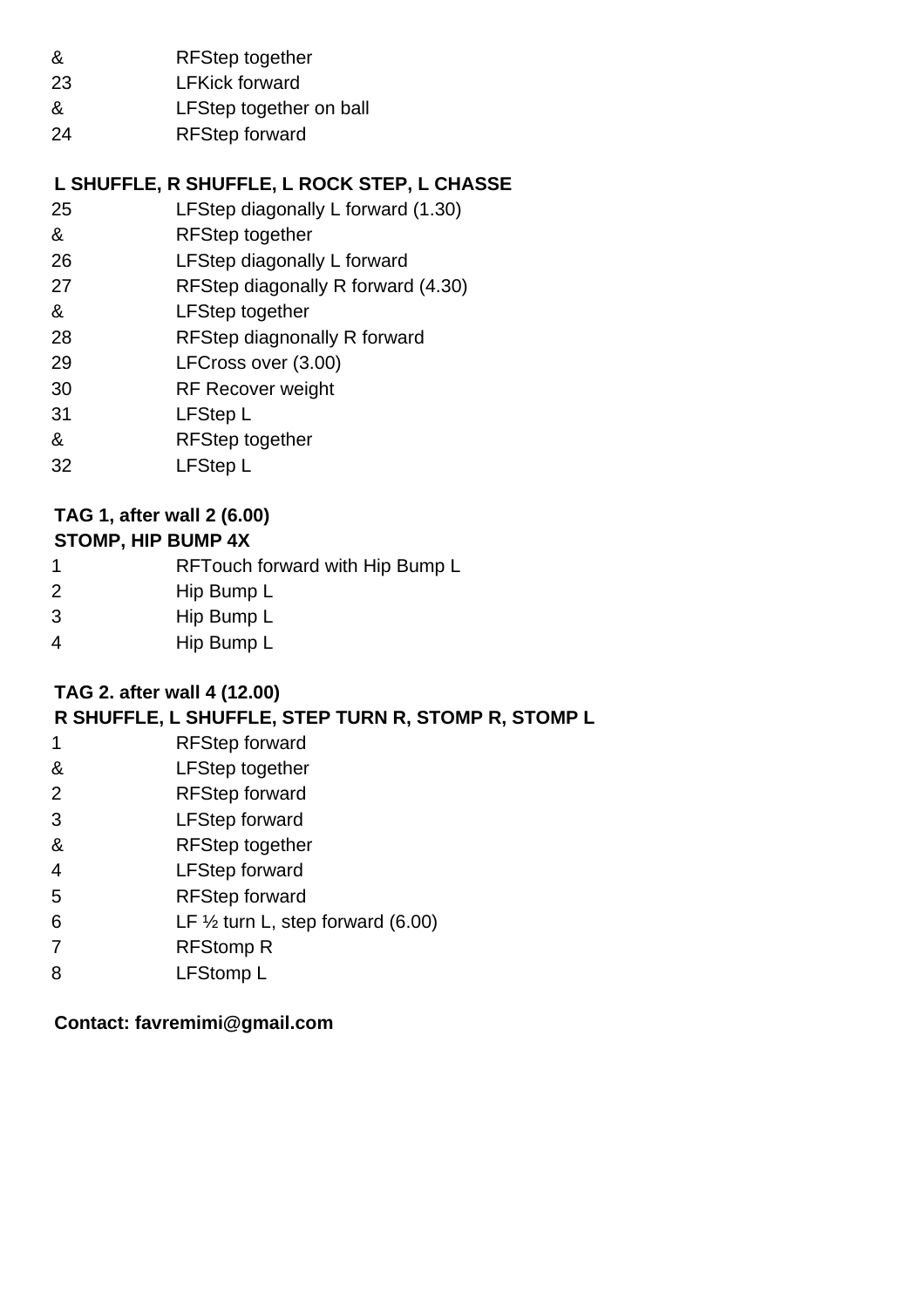| | |
|---|---|
| & | RFStep together |
| 23 | LFKick forward |
| & | LFStep together on ball |
| 24 | RFStep forward |

**L SHUFFLE, R SHUFFLE, L ROCK STEP, L CHASSE**

| | |
|---|---|
| 25 | LFStep diagonally L forward (1.30) |
| & | RFStep together |
| 26 | LFStep diagonally L forward |
| 27 | RFStep diagonally R forward (4.30) |
| & | LFStep together |
| 28 | RFStep diagnonally R forward |
| 29 | LFCross over (3.00) |
| 30 | RF Recover weight |
| 31 | LFStep L |
| & | RFStep together |
| 32 | LFStep L |

**TAG 1, after wall 2 (6.00)**
**STOMP, HIP BUMP 4X**

| | |
|---|---|
| 1 | RFTouch forward with Hip Bump L |
| 2 | Hip Bump L |
| 3 | Hip Bump L |
| 4 | Hip Bump L |

**TAG 2. after wall 4 (12.00)**
**R SHUFFLE, L SHUFFLE, STEP TURN R, STOMP R, STOMP L**

| | |
|---|---|
| 1 | RFStep forward |
| & | LFStep together |
| 2 | RFStep forward |
| 3 | LFStep forward |
| & | RFStep together |
| 4 | LFStep forward |
| 5 | RFStep forward |
| 6 | LF ½ turn L, step forward (6.00) |
| 7 | RFStomp R |
| 8 | LFStomp L |

**Contact: favremimi@gmail.com**